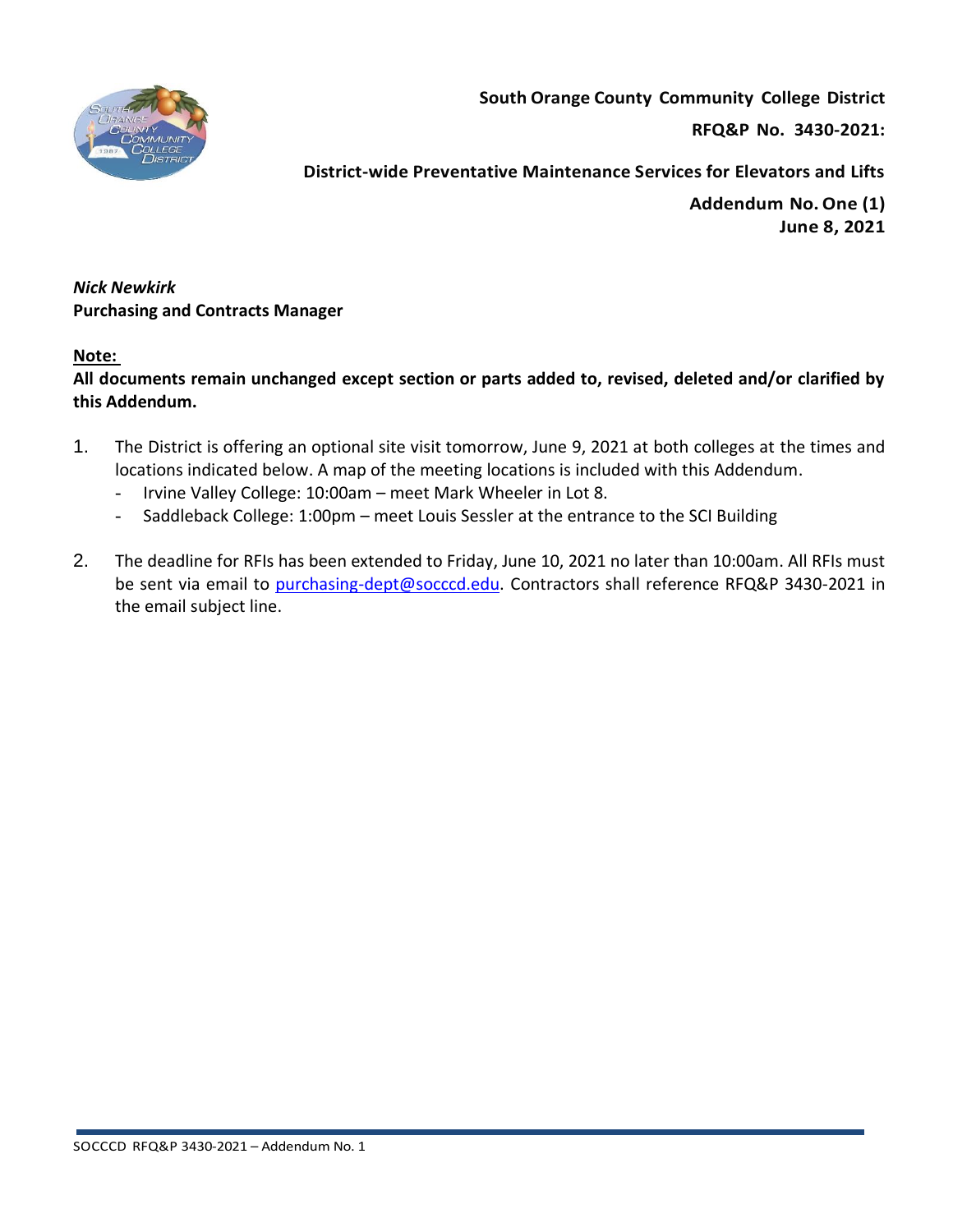**South Orange County Community College District**

**RFQ&P No. 3430-2021:**

**District-wide Preventative Maintenance Services for Elevators and Lifts**

**Addendum No. One (1)**
**June 8, 2021**

***Nick Newkirk***
**Purchasing and Contracts Manager**

**Note:**
**All documents remain unchanged except section or parts added to, revised, deleted and/or clarified by this Addendum.**

1. The District is offering an optional site visit tomorrow, June 9, 2021 at both colleges at the times and locations indicated below. A map of the meeting locations is included with this Addendum.
   - Irvine Valley College: 10:00am – meet Mark Wheeler in Lot 8.
   - Saddleback College: 1:00pm – meet Louis Sessler at the entrance to the SCI Building

2. The deadline for RFIs has been extended to Friday, June 10, 2021 no later than 10:00am. All RFIs must be sent via email to purchasing-dept@socccd.edu. Contractors shall reference RFQ&P 3430-2021 in the email subject line.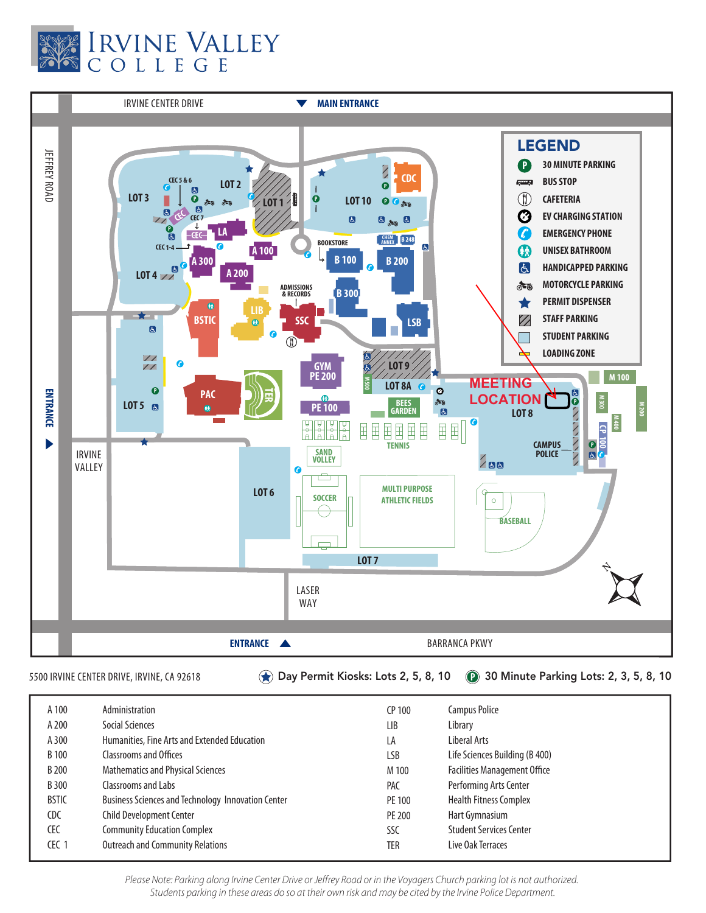# Irvine Valley College

IRVINE CENTER DRIVE — MAIN ENTRANCE

JEFFREY ROAD — ENTRANCE

BARRANCA PKWY — ENTRANCE

LASER WAY

IRVINE VALLEY

MEETING LOCATION — LOT 8

## LEGEND

- 30 MINUTE PARKING
- BUS STOP
- CAFETERIA
- EV CHARGING STATION
- EMERGENCY PHONE
- UNISEX BATHROOM
- HANDICAPPED PARKING
- MOTORCYCLE PARKING
- PERMIT DISPENSER
- STAFF PARKING
- STUDENT PARKING
- LOADING ZONE

5500 IRVINE CENTER DRIVE, IRVINE, CA 92618

Day Permit Kiosks: Lots 2, 5, 8, 10

30 Minute Parking Lots: 2, 3, 5, 8, 10

| Code | Building | Code | Building |
|---|---|---|---|
| A 100 | Administration | CP 100 | Campus Police |
| A 200 | Social Sciences | LIB | Library |
| A 300 | Humanities, Fine Arts and Extended Education | LA | Liberal Arts |
| B 100 | Classrooms and Offices | LSB | Life Sciences Building (B 400) |
| B 200 | Mathematics and Physical Sciences | M 100 | Facilities Management Office |
| B 300 | Classrooms and Labs | PAC | Performing Arts Center |
| BSTIC | Business Sciences and Technology Innovation Center | PE 100 | Health Fitness Complex |
| CDC | Child Development Center | PE 200 | Hart Gymnasium |
| CEC | Community Education Complex | SSC | Student Services Center |
| CEC 1 | Outreach and Community Relations | TER | Live Oak Terraces |

*Please Note: Parking along Irvine Center Drive or Jeffrey Road or in the Voyagers Church parking lot is not authorized. Students parking in these areas do so at their own risk and may be cited by the Irvine Police Department.*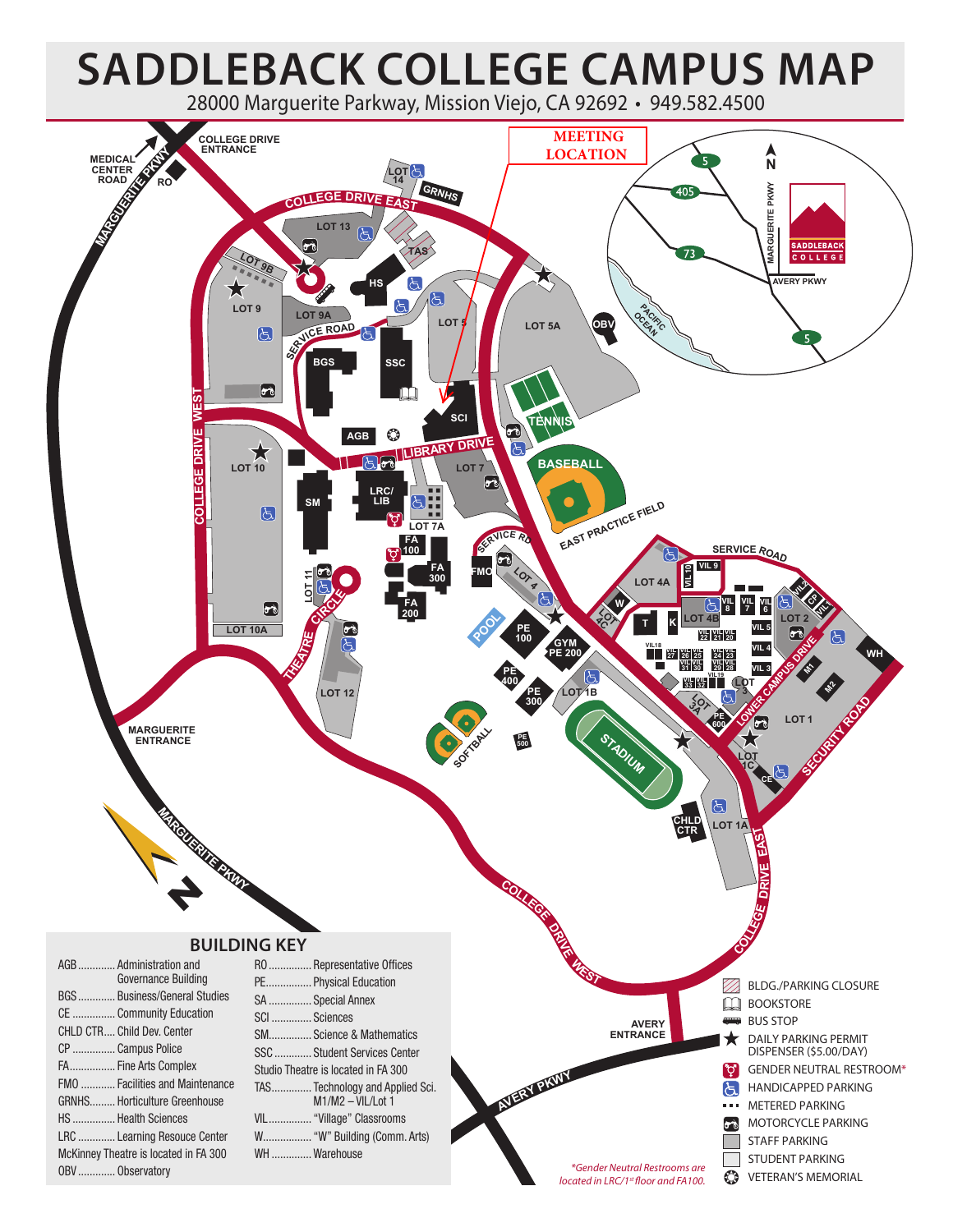# SADDLEBACK COLLEGE CAMPUS MAP

28000 Marguerite Parkway, Mission Viejo, CA 92692 • 949.582.4500

MEETING LOCATION

## BUILDING KEY

- AGB ............ Administration and Governance Building
- BGS ............ Business/General Studies
- CE ............... Community Education
- CHLD CTR.... Child Dev. Center
- CP ............... Campus Police
- FA................ Fine Arts Complex
- FMO ............ Facilities and Maintenance
- GRNHS......... Horticulture Greenhouse
- HS ............... Health Sciences
- LRC ............. Learning Resouce Center
- McKinney Theatre is located in FA 300
- OBV............. Observatory
- RO ............... Representative Offices
- PE................ Physical Education
- SA ............... Special Annex
- SCI .............. Sciences
- SM............... Science & Mathematics
- SSC ............. Student Services Center
- Studio Theatre is located in FA 300
- TAS.............. Technology and Applied Sci.
- M1/M2 – VIL/Lot 1
- VIL............... "Village" Classrooms
- W................. "W" Building (Comm. Arts)
- WH .............. Warehouse

- BLDG./PARKING CLOSURE
- BOOKSTORE
- BUS STOP
- DAILY PARKING PERMIT DISPENSER ($5.00/DAY)
- GENDER NEUTRAL RESTROOM*
- HANDICAPPED PARKING
- METERED PARKING
- MOTORCYCLE PARKING
- STAFF PARKING
- STUDENT PARKING
- VETERAN'S MEMORIAL

*Gender Neutral Restrooms are located in LRC/1st floor and FA100.*